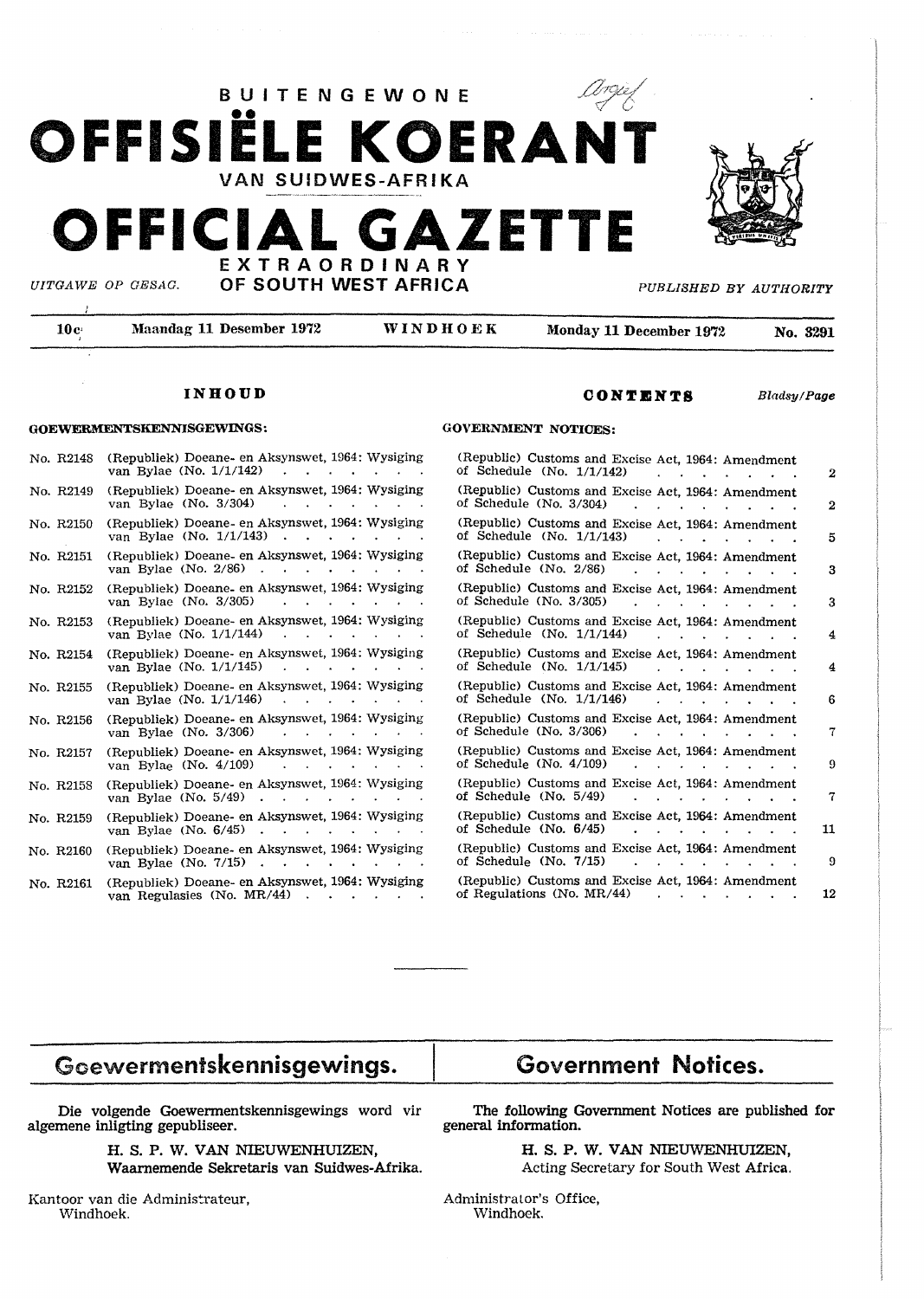# BUITENGEWONE OFFISIËLE KOERANT VAN SUIDWES-AFRIKA

# OFFICIAL GAZETTE EXTRAORDINARY OF SOUTH WEST AFRICA

*UITGAWE OP GESAG.* *PUBLISHED BY AUTHORITY*

| 10c | Maandag 11 Desember 1972 | WINDHOEK | Monday 11 December 1972 | No. 3291 |
|---|---|---|---|---|

## INHOUD / CONTENTS

**GOEWERMENTSKENNISGEWINGS: / GOVERNMENT NOTICES:**

| No. | Inhoud | Contents | Bladsy/Page |
|---|---|---|---|
| No. R2148 | (Republiek) Doeane- en Aksynswet, 1964: Wysiging van Bylae (No. 1/1/142) | (Republic) Customs and Excise Act, 1964: Amendment of Schedule (No. 1/1/142) | 2 |
| No. R2149 | (Republiek) Doeane- en Aksynswet, 1964: Wysiging van Bylae (No. 3/304) | (Republic) Customs and Excise Act, 1964: Amendment of Schedule (No. 3/304) | 2 |
| No. R2150 | (Republiek) Doeane- en Aksynswet, 1964: Wysiging van Bylae (No. 1/1/143) | (Republic) Customs and Excise Act, 1964: Amendment of Schedule (No. 1/1/143) | 5 |
| No. R2151 | (Republiek) Doeane- en Aksynswet, 1964: Wysiging van Bylae (No. 2/86) | (Republic) Customs and Excise Act, 1964: Amendment of Schedule (No. 2/86) | 3 |
| No. R2152 | (Republiek) Doeane- en Aksynswet, 1964: Wysiging van Bylae (No. 3/305) | (Republic) Customs and Excise Act, 1964: Amendment of Schedule (No. 3/305) | 3 |
| No. R2153 | (Republiek) Doeane- en Aksynswet, 1964: Wysiging van Bylae (No. 1/1/144) | (Republic) Customs and Excise Act, 1964: Amendment of Schedule (No. 1/1/144) | 4 |
| No. R2154 | (Republiek) Doeane- en Aksynswet, 1964: Wysiging van Bylae (No. 1/1/145) | (Republic) Customs and Excise Act, 1964: Amendment of Schedule (No. 1/1/145) | 4 |
| No. R2155 | (Republiek) Doeane- en Aksynswet, 1964: Wysiging van Bylae (No. 1/1/146) | (Republic) Customs and Excise Act, 1964: Amendment of Schedule (No. 1/1/146) | 6 |
| No. R2156 | (Republiek) Doeane- en Aksynswet, 1964: Wysiging van Bylae (No. 3/306) | (Republic) Customs and Excise Act, 1964: Amendment of Schedule (No. 3/306) | 7 |
| No. R2157 | (Republiek) Doeane- en Aksynswet, 1964: Wysiging van Bylae (No. 4/109) | (Republic) Customs and Excise Act, 1964: Amendment of Schedule (No. 4/109) | 9 |
| No. R2158 | (Republiek) Doeane- en Aksynswet, 1964: Wysiging van Bylae (No. 5/49) | (Republic) Customs and Excise Act, 1964: Amendment of Schedule (No. 5/49) | 7 |
| No. R2159 | (Republiek) Doeane- en Aksynswet, 1964: Wysiging van Bylae (No. 6/45) | (Republic) Customs and Excise Act, 1964: Amendment of Schedule (No. 6/45) | 11 |
| No. R2160 | (Republiek) Doeane- en Aksynswet, 1964: Wysiging van Bylae (No. 7/15) | (Republic) Customs and Excise Act, 1964: Amendment of Schedule (No. 7/15) | 9 |
| No. R2161 | (Republiek) Doeane- en Aksynswet, 1964: Wysiging van Regulasies (No. MR/44) | (Republic) Customs and Excise Act, 1964: Amendment of Regulations (No. MR/44) | 12 |

## Goewermentskennisgewings.

Die volgende Goewermentskennisgewings word vir algemene inligting gepubliseer.

H. S. P. W. VAN NIEUWENHUIZEN,
Waarnemende Sekretaris van Suidwes-Afrika.

Kantoor van die Administrateur,
Windhoek.

## Government Notices.

The following Government Notices are published for general information.

H. S. P. W. VAN NIEUWENHUIZEN,
Acting Secretary for South West Africa.

Administrator's Office,
Windhoek.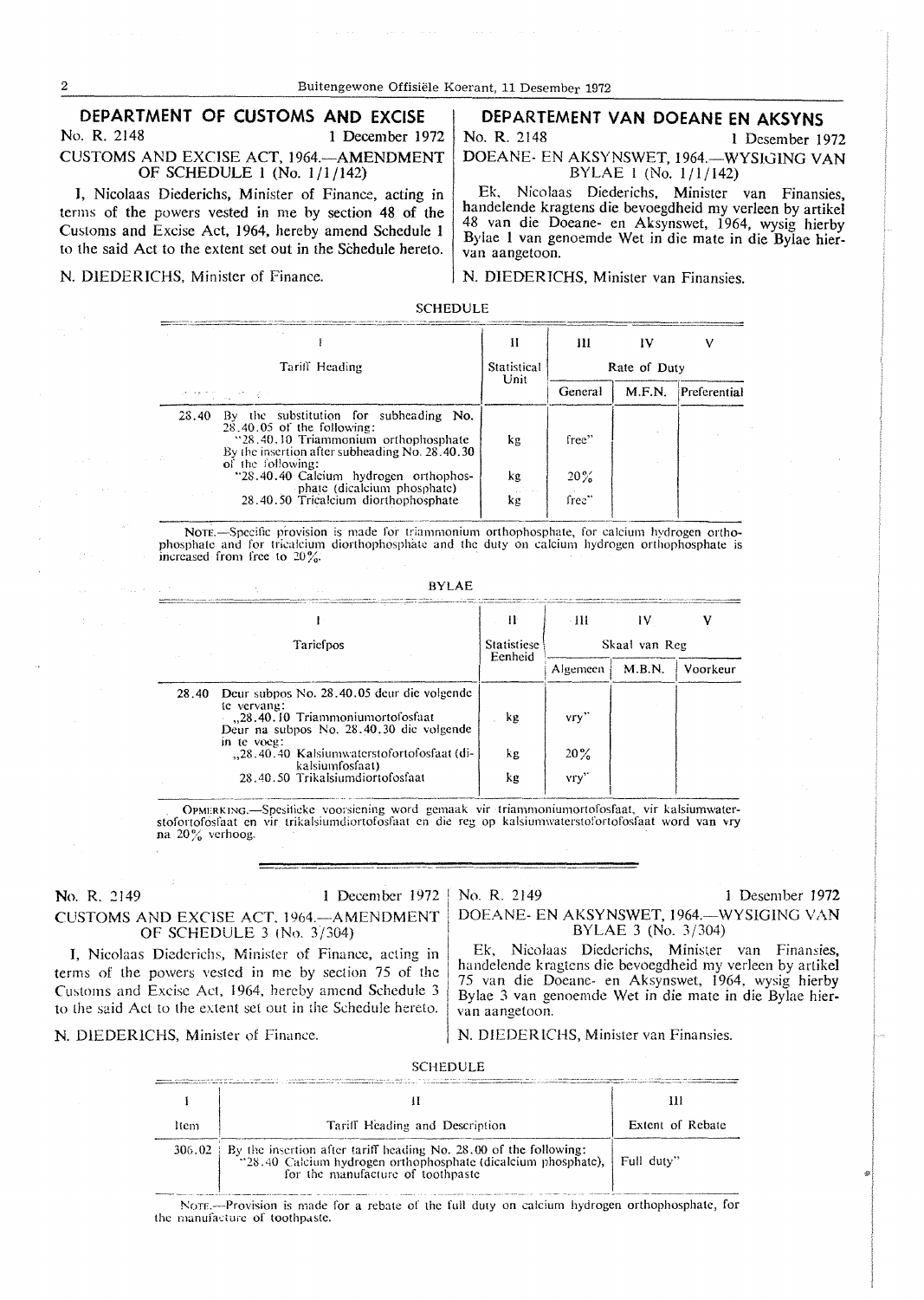## DEPARTMENT OF CUSTOMS AND EXCISE

No. R. 2148 — 1 December 1972

CUSTOMS AND EXCISE ACT, 1964.—AMENDMENT OF SCHEDULE 1 (No. 1/1/142)

I, Nicolaas Diederichs, Minister of Finance, acting in terms of the powers vested in me by section 48 of the Customs and Excise Act, 1964, hereby amend Schedule 1 to the said Act to the extent set out in the Schedule hereto.

N. DIEDERICHS, Minister of Finance.

## DEPARTEMENT VAN DOEANE EN AKSYNS

No. R. 2148 — 1 Desember 1972

DOEANE- EN AKSYNSWET, 1964.—WYSIGING VAN BYLAE 1 (No. 1/1/142)

Ek, Nicolaas Diederichs, Minister van Finansies, handelende kragtens die bevoegdheid my verleen by artikel 48 van die Doeane- en Aksynswet, 1964, wysig hierby Bylae 1 van genoemde Wet in die mate in die Bylae hiervan aangetoon.

N. DIEDERICHS, Minister van Finansies.

SCHEDULE

| I | II | III | IV | V |
|---|---|---|---|---|
| Tariff Heading | Statistical Unit | Rate of Duty | | |
| | | General | M.F.N. | Preferential |
| 28.40 By the substitution for subheading No. 28.40.05 of the following: | | | | |
| "28.40.10 Triammonium orthophosphate | kg | free" | | |
| By the insertion after subheading No. 28.40.30 of the following: | | | | |
| "28.40.40 Calcium hydrogen orthophosphate (dicalcium phosphate) | kg | 20% | | |
| 28.40.50 Tricalcium diorthophosphate | kg | free" | | |

NOTE.—Specific provision is made for triammonium orthophosphate, for calcium hydrogen orthophosphate and for tricalcium diorthophosphate and the duty on calcium hydrogen orthophosphate is increased from free to 20%.

BYLAE

| I | II | III | IV | V |
|---|---|---|---|---|
| Tariefpos | Statistiese Eenheid | Skaal van Reg | | |
| | | Algemeen | M.B.N. | Voorkeur |
| 28.40 Deur subpos No. 28.40.05 deur die volgende te vervang: | | | | |
| „28.40.10 Triammoniumortofosfaat | kg | vry" | | |
| Deur na subpos No. 28.40.30 die volgende in te voeg: | | | | |
| „28.40.40 Kalsiumwaterstofortofosfaat (dikalsiumfosfaat) | kg | 20% | | |
| 28.40.50 Trikalsiumdiortofosfaat | kg | vry" | | |

OPMERKING.—Spesifieke voorsiening word gemaak vir triammoniumortofosfaat, vir kalsiumwaterstofortofosfaat en vir trikalsiumdiortofosfaat en die reg op kalsiumwaterstofortofosfaat word van vry na 20% verhoog.

---

No. R. 2149 — 1 December 1972

CUSTOMS AND EXCISE ACT, 1964.—AMENDMENT OF SCHEDULE 3 (No. 3/304)

I, Nicolaas Diederichs, Minister of Finance, acting in terms of the powers vested in me by section 75 of the Customs and Excise Act, 1964, hereby amend Schedule 3 to the said Act to the extent set out in the Schedule hereto.

N. DIEDERICHS, Minister of Finance.

No. R. 2149 — 1 Desember 1972

DOEANE- EN AKSYNSWET, 1964.—WYSIGING VAN BYLAE 3 (No. 3/304)

Ek, Nicolaas Diederichs, Minister van Finansies, handelende kragtens die bevoegdheid my verleen by artikel 75 van die Doeane- en Aksynswet, 1964, wysig hierby Bylae 3 van genoemde Wet in die mate in die Bylae hiervan aangetoon.

N. DIEDERICHS, Minister van Finansies.

SCHEDULE

| I | II | III |
|---|---|---|
| Item | Tariff Heading and Description | Extent of Rebate |
| 306.02 | By the insertion after tariff heading No. 28.00 of the following: "28.40 Calcium hydrogen orthophosphate (dicalcium phosphate), for the manufacture of toothpaste | Full duty" |

NOTE.—Provision is made for a rebate of the full duty on calcium hydrogen orthophosphate, for the manufacture of toothpaste.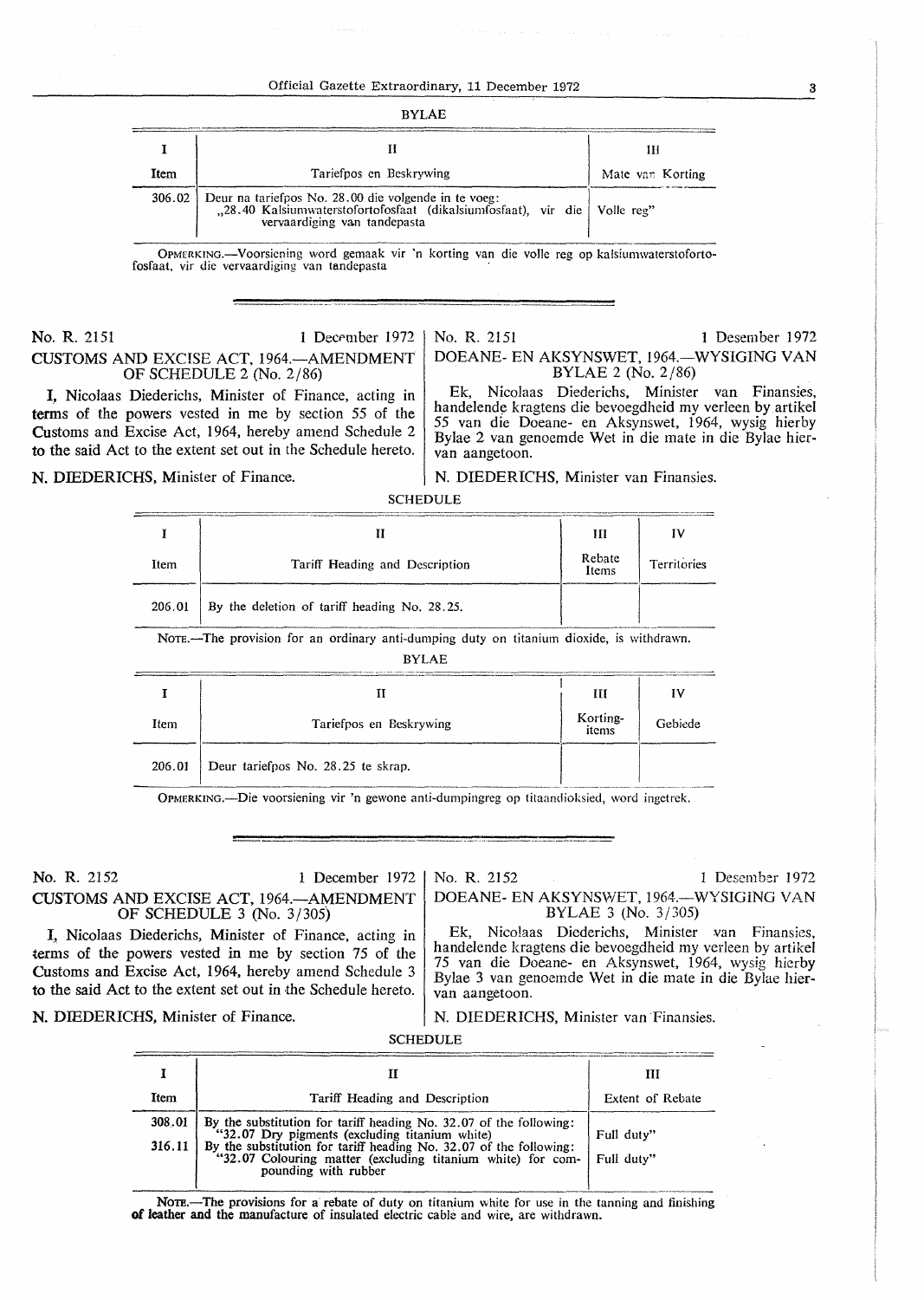BYLAE

| I | II | III |
|---|---|---|
| Item | Tariefpos en Beskrywing | Mate van Korting |
| 306.02 | Deur na tariefpos No. 28.00 die volgende in te voeg: „28.40 Kalsiumwaterstofortofosfaat (dikalsiumfosfaat), vir die vervaardiging van tandepasta | Volle reg" |

OPMERKING.—Voorsiening word gemaak vir 'n korting van die volle reg op kalsiumwaterstofortofosfaat, vir die vervaardiging van tandepasta

---

No. R. 2151 — 1 December 1972

## CUSTOMS AND EXCISE ACT, 1964.—AMENDMENT OF SCHEDULE 2 (No. 2/86)

I, Nicolaas Diederichs, Minister of Finance, acting in terms of the powers vested in me by section 55 of the Customs and Excise Act, 1964, hereby amend Schedule 2 to the said Act to the extent set out in the Schedule hereto.

N. DIEDERICHS, Minister of Finance.

No. R. 2151 — 1 Desember 1972

## DOEANE- EN AKSYNSWET, 1964.—WYSIGING VAN BYLAE 2 (No. 2/86)

Ek, Nicolaas Diederichs, Minister van Finansies, handelende kragtens die bevoegdheid my verleen by artikel 55 van die Doeane- en Aksynswet, 1964, wysig hierby Bylae 2 van genoemde Wet in die mate in die Bylae hiervan aangetoon.

N. DIEDERICHS, Minister van Finansies.

SCHEDULE

| I | II | III | IV |
|---|---|---|---|
| Item | Tariff Heading and Description | Rebate Items | Territories |
| 206.01 | By the deletion of tariff heading No. 28.25. | | |

NOTE.—The provision for an ordinary anti-dumping duty on titanium dioxide, is withdrawn.

BYLAE

| I | II | III | IV |
|---|---|---|---|
| Item | Tariefpos en Beskrywing | Korting-items | Gebiede |
| 206.01 | Deur tariefpos No. 28.25 te skrap. | | |

OPMERKING.—Die voorsiening vir 'n gewone anti-dumpingreg op titaandioksied, word ingetrek.

---

No. R. 2152 — 1 December 1972

## CUSTOMS AND EXCISE ACT, 1964.—AMENDMENT OF SCHEDULE 3 (No. 3/305)

I, Nicolaas Diederichs, Minister of Finance, acting in terms of the powers vested in me by section 75 of the Customs and Excise Act, 1964, hereby amend Schedule 3 to the said Act to the extent set out in the Schedule hereto.

N. DIEDERICHS, Minister of Finance.

No. R. 2152 — 1 Desember 1972

## DOEANE- EN AKSYNSWET, 1964.—WYSIGING VAN BYLAE 3 (No. 3/305)

Ek, Nicolaas Diederichs, Minister van Finansies, handelende kragtens die bevoegdheid my verleen by artikel 75 van die Doeane- en Aksynswet, 1964, wysig hierby Bylae 3 van genoemde Wet in die mate in die Bylae hiervan aangetoon.

N. DIEDERICHS, Minister van Finansies.

SCHEDULE

| I | II | III |
|---|---|---|
| Item | Tariff Heading and Description | Extent of Rebate |
| 308.01 | By the substitution for tariff heading No. 32.07 of the following: "32.07 Dry pigments (excluding titanium white) | Full duty" |
| 316.11 | By the substitution for tariff heading No. 32.07 of the following: "32.07 Colouring matter (excluding titanium white) for compounding with rubber | Full duty" |

NOTE.—The provisions for a rebate of duty on titanium white for use in the tanning and finishing of leather and the manufacture of insulated electric cable and wire, are withdrawn.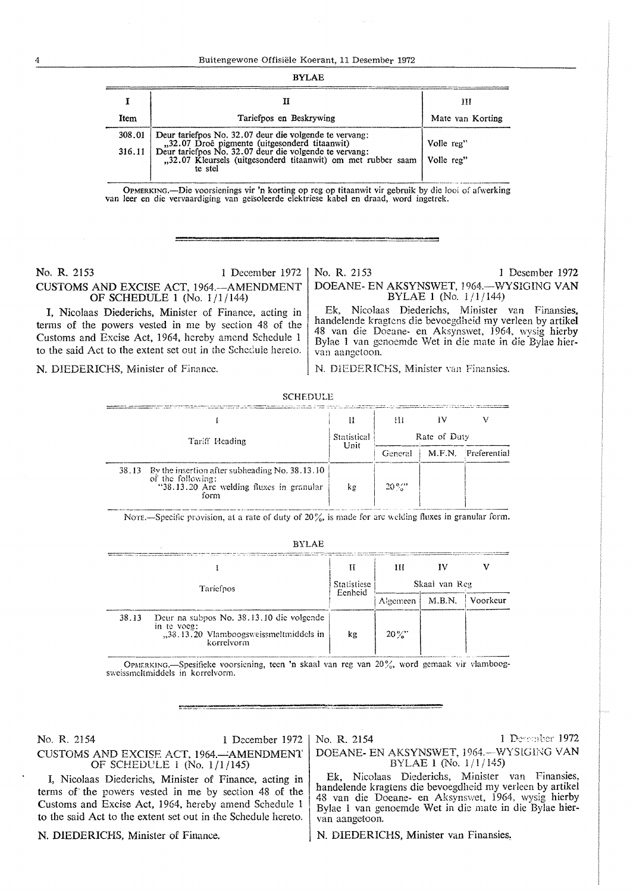BYLAE

| I | II | III |
|---|---|---|
| Item | Tariefpos en Beskrywing | Mate van Korting |
| 308.01 | Deur tariefpos No. 32.07 deur die volgende te vervang: „32.07 Droë pigmente (uitgesonderd titaanwit) | Volle reg" |
| 316.11 | Deur tariefpos No. 32.07 deur die volgende te vervang: „32.07 Kleursels (uitgesonderd titaanwit) om met rubber saam te stel | Volle reg" |

OPMERKING.—Die voorsienings vir 'n korting op reg op titaanwit vir gebruik by die looi of afwerking van leer en die vervaardiging van geïsoleerde elektriese kabel en draad, word ingetrek.

---

No. R. 2153 — 1 December 1972

## CUSTOMS AND EXCISE ACT, 1964.—AMENDMENT OF SCHEDULE 1 (No. 1/1/144)

I, Nicolaas Diederichs, Minister of Finance, acting in terms of the powers vested in me by section 48 of the Customs and Excise Act, 1964, hereby amend Schedule 1 to the said Act to the extent set out in the Schedule hereto.

N. DIEDERICHS, Minister of Finance.

No. R. 2153 — 1 Desember 1972

## DOEANE- EN AKSYNSWET, 1964.—WYSIGING VAN BYLAE 1 (No. 1/1/144)

Ek, Nicolaas Diederichs, Minister van Finansies, handelende kragtens die bevoegdheid my verleen by artikel 48 van die Doeane- en Aksynswet, 1964, wysig hierby Bylae 1 van genoemde Wet in die mate in die Bylae hiervan aangetoon.

N. DIEDERICHS, Minister van Finansies.

SCHEDULE

| I | | II | III | IV | V |
|---|---|---|---|---|---|
| Tariff Heading | | Statistical Unit | Rate of Duty | | |
| | | | General | M.F.N. | Preferential |
| 38.13 | By the insertion after subheading No. 38.13.10 of the following: "38.13.20 Arc welding fluxes in granular form | kg | 20%" | | |

NOTE.—Specific provision, at a rate of duty of 20%, is made for arc welding fluxes in granular form.

BYLAE

| I | | II | III | IV | V |
|---|---|---|---|---|---|
| Tariefpos | | Statistiese Eenheid | Skaal van Reg | | |
| | | | Algemeen | M.B.N. | Voorkeur |
| 38.13 | Deur na subpos No. 38.13.10 die volgende in te voeg: „38.13.20 Vlamboogsweissmeltmiddels in korrelvorm | kg | 20%" | | |

OPMERKING.—Spesifieke voorsiening, teen 'n skaal van reg van 20%, word gemaak vir vlamboogsweissmeltmiddels in korrelvorm.

---

No. R. 2154 — 1 December 1972

## CUSTOMS AND EXCISE ACT, 1964.—AMENDMENT OF SCHEDULE 1 (No. 1/1/145)

I, Nicolaas Diederichs, Minister of Finance, acting in terms of the powers vested in me by section 48 of the Customs and Excise Act, 1964, hereby amend Schedule 1 to the said Act to the extent set out in the Schedule hereto.

N. DIEDERICHS, Minister of Finance.

No. R. 2154 — 1 Desember 1972

## DOEANE- EN AKSYNSWET, 1964.—WYSIGING VAN BYLAE 1 (No. 1/1/145)

Ek, Nicolaas Diederichs, Minister van Finansies, handelende kragtens die bevoegdheid my verleen by artikel 48 van die Doeane- en Aksynswet, 1964, wysig hierby Bylae 1 van genoemde Wet in die mate in die Bylae hiervan aangetoon.

N. DIEDERICHS, Minister van Finansies.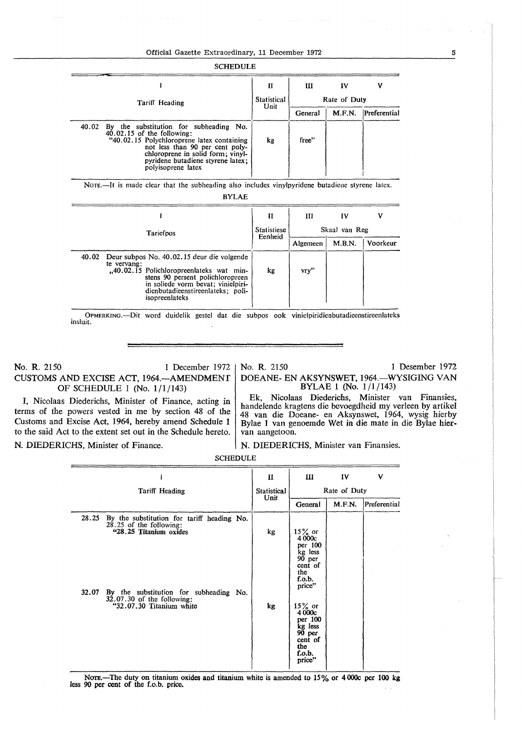SCHEDULE

| I | II | III | IV | V |
|---|---|---|---|---|
| Tariff Heading | Statistical Unit | Rate of Duty | | |
| | | General | M.F.N. | Preferential |
| 40.02 By the substitution for subheading No. 40.02.15 of the following: "40.02.15 Polychloroprene latex containing not less than 90 per cent polychloroprene in solid form; vinylpyridene butadiene styrene latex; polyisoprene latex | kg | free" | | |

NOTE.—It is made clear that the subheading also includes vinylpyridene butadiene styrene latex.

BYLAE

| I | II | III | IV | V |
|---|---|---|---|---|
| Tariefpos | Statistiese Eenheid | Skaal van Reg | | |
| | | Algemeen | M.B.N. | Voorkeur |
| 40.02 Deur subpos No. 40.02.15 deur die volgende te vervang: „40.02.15 Polichloropreenlateks wat minstens 90 persent polichloropreen in soliede vorm bevat; vinielpiridienbutadieenstireenlateks; poli-isopreenlateks | kg | vry" | | |

OPMERKING.—Dit word duidelik gestel dat die subpos ook vinielpiridienbutadieenstireenlateks insluit.

---

No. R. 2150 — 1 December 1972

## CUSTOMS AND EXCISE ACT, 1964.—AMENDMENT OF SCHEDULE 1 (No. 1/1/143)

I, Nicolaas Diederichs, Minister of Finance, acting in terms of the powers vested in me by section 48 of the Customs and Excise Act, 1964, hereby amend Schedule 1 to the said Act to the extent set out in the Schedule hereto.

N. DIEDERICHS, Minister of Finance.

No. R. 2150 — 1 Desember 1972

## DOEANE- EN AKSYNSWET, 1964.—WYSIGING VAN BYLAE 1 (No. 1/1/143)

Ek, Nicolaas Diederichs, Minister van Finansies, handelende kragtens die bevoegdheid my verleen by artikel 48 van die Doeane- en Aksynswet, 1964, wysig hierby Bylae 1 van genoemde Wet in die mate in die Bylae hiervan aangetoon.

N. DIEDERICHS, Minister van Finansies.

SCHEDULE

| I | II | III | IV | V |
|---|---|---|---|---|
| Tariff Heading | Statistical Unit | Rate of Duty | | |
| | | General | M.F.N. | Preferential |
| 28.25 By the substitution for tariff heading No. 28.25 of the following: "**28.25 Titanium oxides** | kg | 15% or 4 000c per 100 kg less 90 per cent of the f.o.b. price" | | |
| 32.07 By the substitution for subheading No. 32.07.30 of the following: "32.07.30 Titanium white | kg | 15% or 4 000c per 100 kg less 90 per cent of the f.o.b. price" | | |

NOTE.—The duty on titanium oxides and titanium white is amended to 15% or 4 000c per 100 kg less 90 per cent of the f.o.b. price.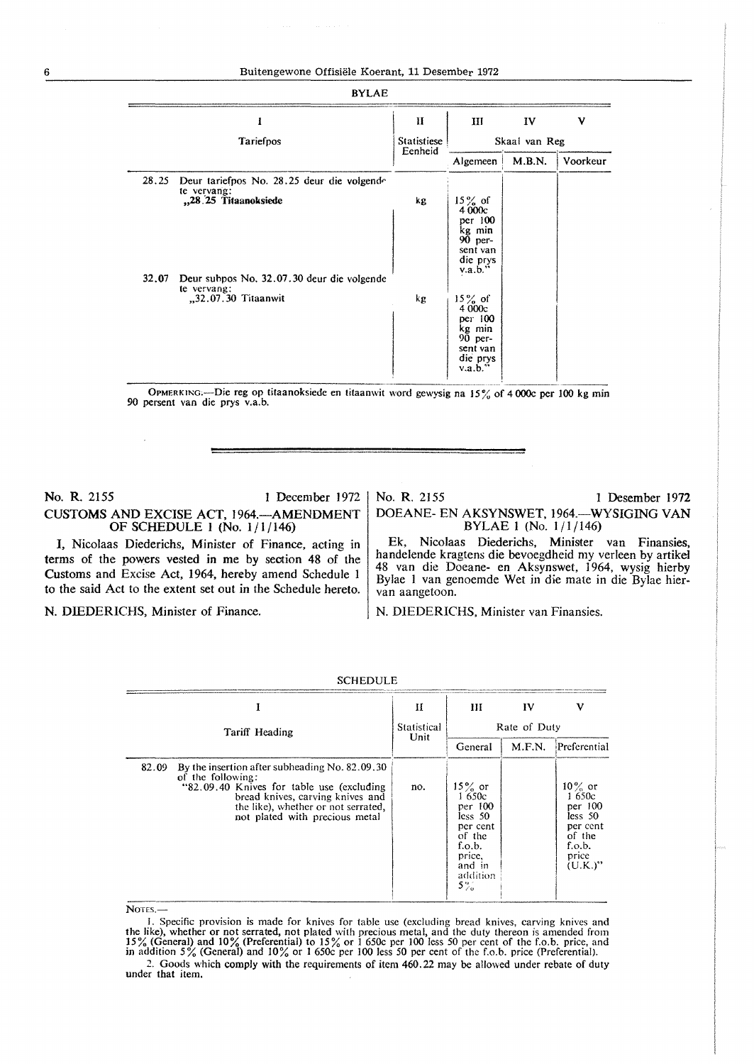BYLAE

| I | | II | III | IV | V |
|---|---|---|---|---|---|
| Tariefpos | | Statistiese Eenheid | Skaal van Reg | | |
| | | | Algemeen | M.B.N. | Voorkeur |
| 28.25 | Deur tariefpos No. 28.25 deur die volgende te vervang: **„28.25 Titaanoksiede** | kg | 15% of 4 000c per 100 kg min 90 persent van die prys v.a.b." | | |
| 32.07 | Deur subpos No. 32.07.30 deur die volgende te vervang: „32.07.30 Titaanwit | kg | 15% of 4 000c per 100 kg min 90 persent van die prys v.a.b." | | |

OPMERKING.—Die reg op titaanoksiede en titaanwit word gewysig na 15% of 4 000c per 100 kg min 90 persent van die prys v.a.b.

---

No. R. 2155 1 December 1972

**CUSTOMS AND EXCISE ACT, 1964.—AMENDMENT OF SCHEDULE 1 (No. 1/1/146)**

I, Nicolaas Diederichs, Minister of Finance, acting in terms of the powers vested in me by section 48 of the Customs and Excise Act, 1964, hereby amend Schedule 1 to the said Act to the extent set out in the Schedule hereto.

N. DIEDERICHS, Minister of Finance.

No. R. 2155 1 Desember 1972

**DOEANE- EN AKSYNSWET, 1964.—WYSIGING VAN BYLAE 1 (No. 1/1/146)**

Ek, Nicolaas Diederichs, Minister van Finansies, handelende kragtens die bevoegdheid my verleen by artikel 48 van die Doeane- en Aksynswet, 1964, wysig hierby Bylae 1 van genoemde Wet in die mate in die Bylae hiervan aangetoon.

N. DIEDERICHS, Minister van Finansies.

SCHEDULE

| I | | II | III | IV | V |
|---|---|---|---|---|---|
| Tariff Heading | | Statistical Unit | Rate of Duty | | |
| | | | General | M.F.N. | Preferential |
| 82.09 | By the insertion after subheading No. 82.09.30 of the following: "82.09.40 Knives for table use (excluding bread knives, carving knives and the like), whether or not serrated, not plated with precious metal | no. | 15% or 1 650c per 100 less 50 per cent of the f.o.b. price, and in addition 5% | | 10% or 1 650c per 100 less 50 per cent of the f.o.b. price (U.K.)" |

NOTES.—

1. Specific provision is made for knives for table use (excluding bread knives, carving knives and the like), whether or not serrated, not plated with precious metal, and the duty thereon is amended from 15% (General) and 10% (Preferential) to 15% or 1 650c per 100 less 50 per cent of the f.o.b. price, and in addition 5% (General) and 10% or 1 650c per 100 less 50 per cent of the f.o.b. price (Preferential).
2. Goods which comply with the requirements of item 460.22 may be allowed under rebate of duty under that item.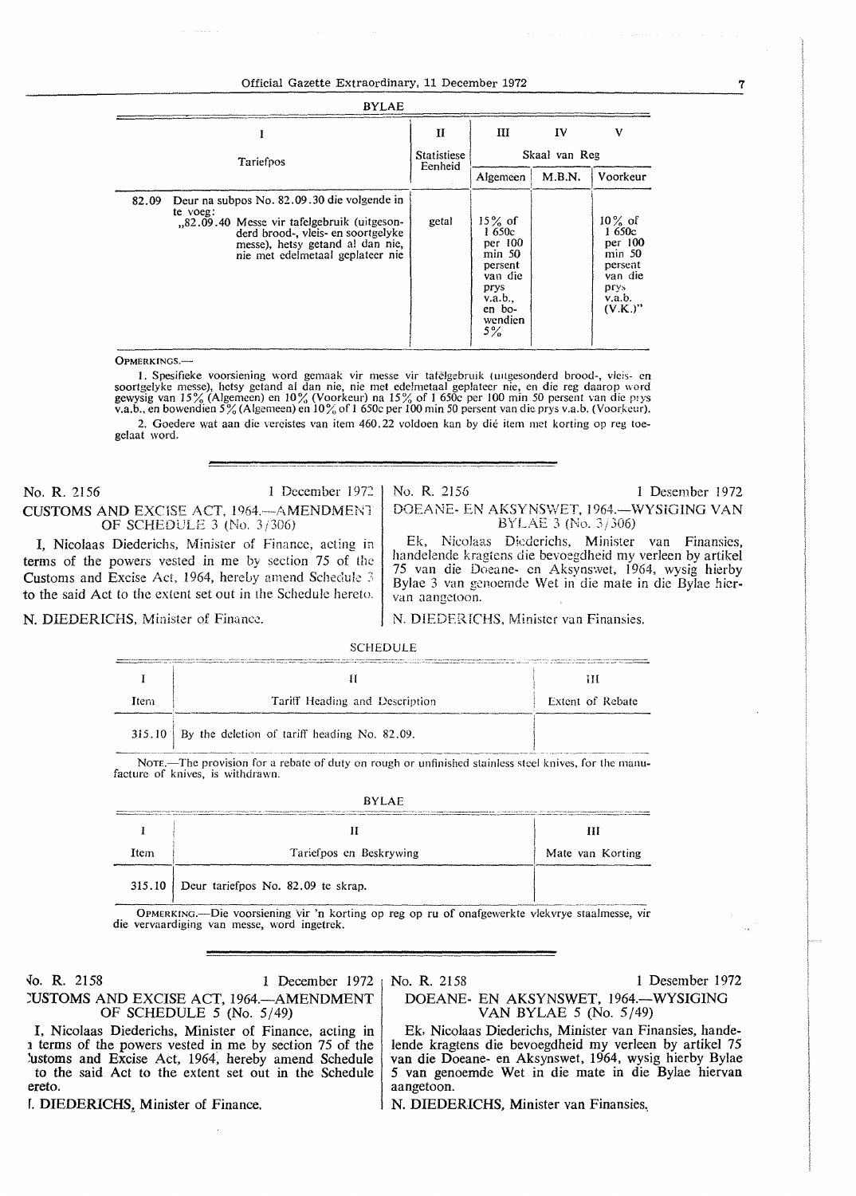BYLAE

| I | II | III | IV | V |
|---|---|---|---|---|
| Tariefpos | Statistiese Eenheid | Skaal van Reg | | |
| | | Algemeen | M.B.N. | Voorkeur |
| 82.09 Deur na subpos No. 82.09.30 die volgende in te voeg: „82.09.40 Messe vir tafelgebruik (uitgesonderd brood-, vleis- en soortgelyke messe), hetsy getand al dan nie, nie met edelmetaal geplateer nie | getal | 15% of 1 650c per 100 min 50 persent van die prys v.a.b., en bowendien 5% | | 10% of 1 650c per 100 min 50 persent van die prys v.a.b. (V.K.)" |

OPMERKINGS.—

1. Spesifieke voorsiening word gemaak vir messe vir tafelgebruik (uitgesonderd brood-, vleis- en soortgelyke messe), hetsy getand al dan nie, nie met edelmetaal geplateer nie, en die reg daarop word gewysig van 15% (Algemeen) en 10% (Voorkeur) na 15% of 1 650c per 100 min 50 persent van die prys v.a.b., en bowendien 5% (Algemeen) en 10% of 1 650c per 100 min 50 persent van die prys v.a.b. (Voorkeur).

2. Goedere wat aan die vereistes van item 460.22 voldoen kan by dié item met korting op reg toegelaat word.

---

No. R. 2156 — 1 December 1972

## CUSTOMS AND EXCISE ACT, 1964.—AMENDMENT OF SCHEDULE 3 (No. 3/306)

I, Nicolaas Diederichs, Minister of Finance, acting in terms of the powers vested in me by section 75 of the Customs and Excise Act, 1964, hereby amend Schedule 3 to the said Act to the extent set out in the Schedule hereto.

N. DIEDERICHS, Minister of Finance.

No. R. 2156 — 1 Desember 1972

## DOEANE- EN AKSYNSWET, 1964.—WYSIGING VAN BYLAE 3 (No. 3/306)

Ek, Nicolaas Diederichs, Minister van Finansies, handelende kragtens die bevoegdheid my verleen by artikel 75 van die Doeane- en Aksynswet, 1964, wysig hierby Bylae 3 van genoemde Wet in die mate in die Bylae hiervan aangetoon.

N. DIEDERICHS, Minister van Finansies.

SCHEDULE

| I | II | III |
|---|---|---|
| Item | Tariff Heading and Description | Extent of Rebate |
| 315.10 | By the deletion of tariff heading No. 82.09. | |

NOTE.—The provision for a rebate of duty on rough or unfinished stainless steel knives, for the manufacture of knives, is withdrawn.

BYLAE

| I | II | III |
|---|---|---|
| Item | Tariefpos en Beskrywing | Mate van Korting |
| 315.10 | Deur tariefpos No. 82.09 te skrap. | |

OPMERKING.—Die voorsiening vir 'n korting op reg op ru of onafgewerkte vlekvrye staalmesse, vir die vervaardiging van messe, word ingetrek.

---

No. R. 2158 — 1 December 1972

## CUSTOMS AND EXCISE ACT, 1964.—AMENDMENT OF SCHEDULE 5 (No. 5/49)

I, Nicolaas Diederichs, Minister of Finance, acting in terms of the powers vested in me by section 75 of the Customs and Excise Act, 1964, hereby amend Schedule 5 to the said Act to the extent set out in the Schedule hereto.

N. DIEDERICHS, Minister of Finance.

No. R. 2158 — 1 Desember 1972

## DOEANE- EN AKSYNSWET, 1964.—WYSIGING VAN BYLAE 5 (No. 5/49)

Ek, Nicolaas Diederichs, Minister van Finansies, handelende kragtens die bevoegdheid my verleen by artikel 75 van die Doeane- en Aksynswet, 1964, wysig hierby Bylae 5 van genoemde Wet in die mate in die Bylae hiervan aangetoon.

N. DIEDERICHS, Minister van Finansies.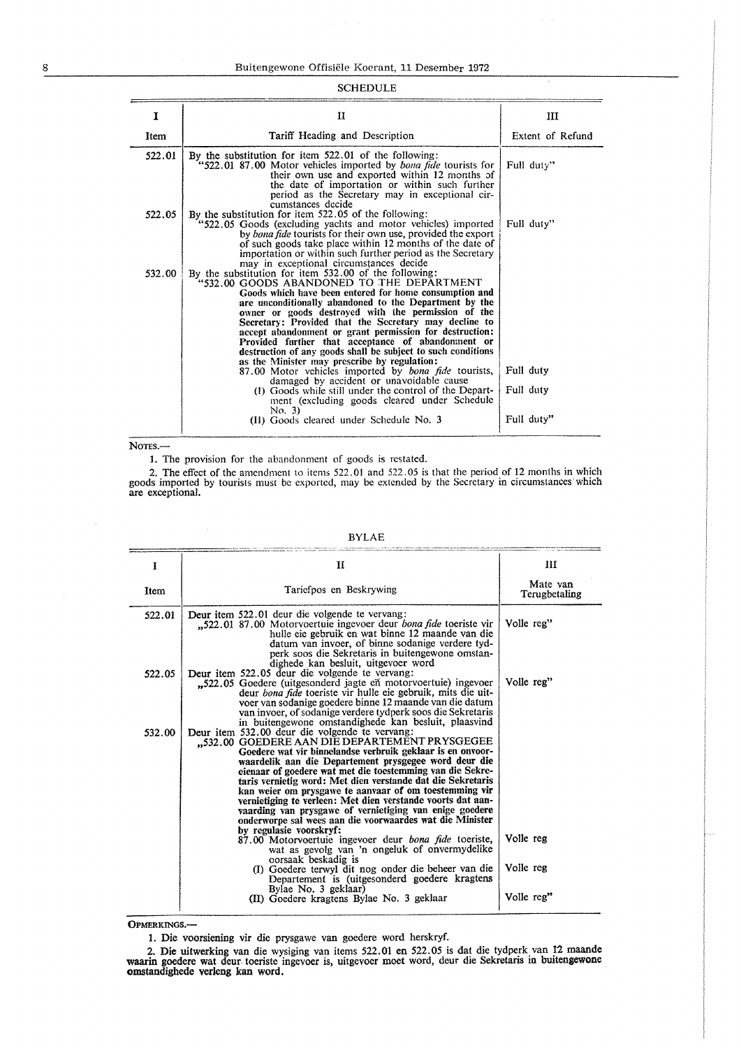## SCHEDULE

| I | II | III |
|---|---|---|
| Item | Tariff Heading and Description | Extent of Refund |
| 522.01 | By the substitution for item 522.01 of the following: "522.01 87.00 Motor vehicles imported by *bona fide* tourists for their own use and exported within 12 months of the date of importation or within such further period as the Secretary may in exceptional circumstances decide | Full duty" |
| 522.05 | By the substitution for item 522.05 of the following: "522.05 Goods (excluding yachts and motor vehicles) imported by *bona fide* tourists for their own use, provided the export of such goods take place within 12 months of the date of importation or within such further period as the Secretary may in exceptional circumstances decide | Full duty" |
| 532.00 | By the substitution for item 532.00 of the following: "532.00 GOODS ABANDONED TO THE DEPARTMENT **Goods which have been entered for home consumption and are unconditionally abandoned to the Department by the owner or goods destroyed with the permission of the Secretary: Provided that the Secretary may decline to accept abandonment or grant permission for destruction: Provided further that acceptance of abandonment or destruction of any goods shall be subject to such conditions as the Minister may prescribe by regulation:** | |
| | 87.00 Motor vehicles imported by *bona fide* tourists, damaged by accident or unavoidable cause | Full duty |
| | (I) Goods while still under the control of the Department (excluding goods cleared under Schedule No. 3) | Full duty |
| | (II) Goods cleared under Schedule No. 3 | Full duty" |

NOTES.—

1. The provision for the abandonment of goods is restated.

2. The effect of the amendment to items 522.01 and 522.05 is that the period of 12 months in which goods imported by tourists must be exported, may be extended by the Secretary in circumstances which are exceptional.

## BYLAE

| I | II | III |
|---|---|---|
| Item | Tariefpos en Beskrywing | Mate van Terugbetaling |
| 522.01 | Deur item 522.01 deur die volgende te vervang: „522.01 87.00 Motorvoertuie ingevoer deur *bona fide* toeriste vir hulle eie gebruik en wat binne 12 maande van die datum van invoer, of binne sodanige verdere tydperk soos die Sekretaris in buitengewone omstandighede kan besluit, uitgevoer word | Volle reg" |
| 522.05 | Deur item 522.05 deur die volgende te vervang: „522.05 Goedere (uitgesonderd jagte en motorvoertuie) ingevoer deur *bona fide* toeriste vir hulle eie gebruik, mits die uitvoer van sodanige goedere binne 12 maande van die datum van invoer, of sodanige verdere tydperk soos die Sekretaris in buitengewone omstandighede kan besluit, plaasvind | Volle reg" |
| 532.00 | Deur item 532.00 deur die volgende te vervang: „532.00 GOEDERE AAN DIE DEPARTEMENT PRYSGEGEE **Goedere wat vir binnelandse verbruik geklaar is en onvoorwaardelik aan die Departement prysgegee word deur die eienaar of goedere wat met die toestemming van die Sekretaris vernietig word: Met dien verstande dat die Sekretaris kan weier om prysgawe te aanvaar of om toestemming vir vernietiging te verleen: Met dien verstande voorts dat aanvaarding van prysgawe of vernietiging van enige goedere onderworpe sal wees aan die voorwaardes wat die Minister by regulasie voorskryf:** | |
| | 87.00 Motorvoertuie ingevoer deur *bona fide* toeriste, wat as gevolg van 'n ongeluk of onvermydelike oorsaak beskadig is | Volle reg |
| | (I) Goedere terwyl dit nog onder die beheer van die Departement is (uitgesonderd goedere kragtens Bylae No. 3 geklaar) | Volle reg |
| | (II) Goedere kragtens Bylae No. 3 geklaar | Volle reg" |

OPMERKINGS.—

1. Die voorsiening vir die prysgawe van goedere word herskryf.

2. Die uitwerking van die wysiging van items 522.01 en 522.05 is dat die tydperk van 12 maande waarin goedere wat deur toeriste ingevoer is, uitgevoer moet word, deur die Sekretaris in buitengewone omstandighede verleng kan word.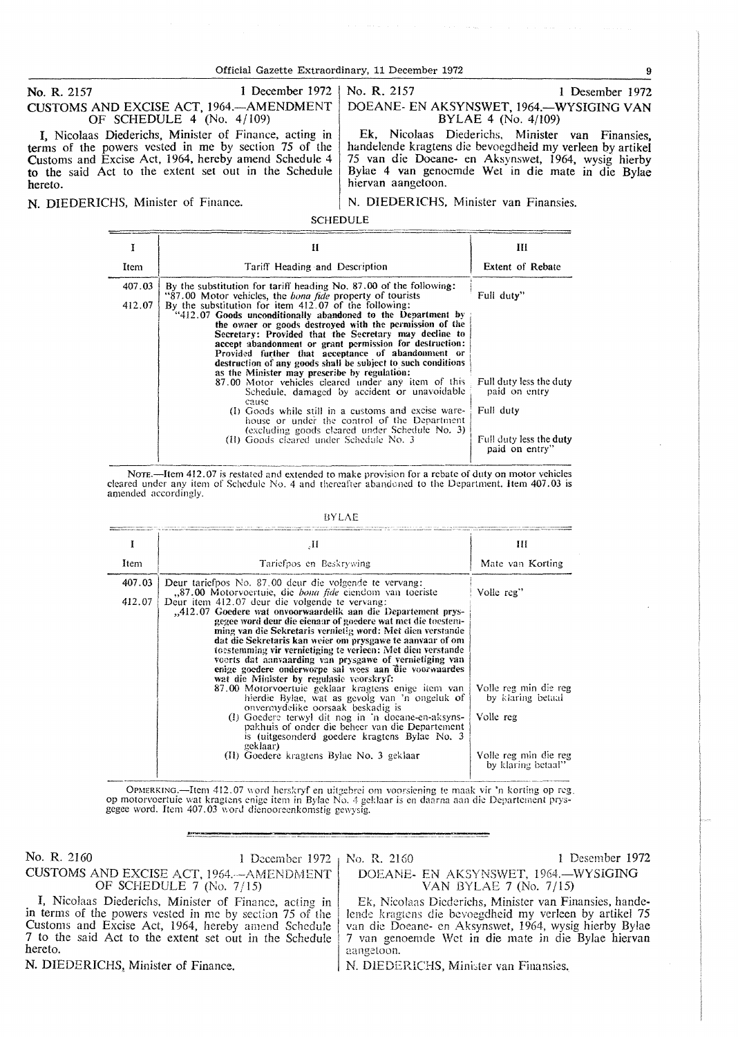No. R. 2157 — 1 December 1972

## CUSTOMS AND EXCISE ACT, 1964.—AMENDMENT OF SCHEDULE 4 (No. 4/109)

I, Nicolaas Diederichs, Minister of Finance, acting in terms of the powers vested in me by section 75 of the Customs and Excise Act, 1964, hereby amend Schedule 4 to the said Act to the extent set out in the Schedule hereto.

N. DIEDERICHS, Minister of Finance.

No. R. 2157 — 1 Desember 1972

## DOEANE- EN AKSYNSWET, 1964.—WYSIGING VAN BYLAE 4 (No. 4/109)

Ek, Nicolaas Diederichs, Minister van Finansies, handelende kragtens die bevoegdheid my verleen by artikel 75 van die Doeane- en Aksynswet, 1964, wysig hierby Bylae 4 van genoemde Wet in die mate in die Bylae hiervan aangetoon.

N. DIEDERICHS, Minister van Finansies.

### SCHEDULE

| I | II | III |
|---|---|---|
| Item | Tariff Heading and Description | Extent of Rebate |
| 407.03 | By the substitution for tariff heading No. 87.00 of the following: "87.00 Motor vehicles, the *bona fide* property of tourists | Full duty" |
| 412.07 | By the substitution for item 412.07 of the following: "412.07 **Goods unconditionally abandoned to the Department by the owner or goods destroyed with the permission of the Secretary: Provided that the Secretary may decline to accept abandonment or grant permission for destruction: Provided further that acceptance of abandonment or destruction of any goods shall be subject to such conditions as the Minister may prescribe by regulation:** | |
| | 87.00 Motor vehicles cleared under any item of this Schedule, damaged by accident or unavoidable cause | Full duty less the duty paid on entry |
| | (I) Goods while still in a customs and excise warehouse or under the control of the Department (excluding goods cleared under Schedule No. 3) | Full duty |
| | (II) Goods cleared under Schedule No. 3 | Full duty less the duty paid on entry" |

NOTE.—Item 412.07 is restated and extended to make provision for a rebate of duty on motor vehicles cleared under any item of Schedule No. 4 and thereafter abandoned to the Department. Item 407.03 is amended accordingly.

### BYLAE

| I | II | III |
|---|---|---|
| Item | Tariefpos en Beskrywing | Mate van Korting |
| 407.03 | Deur tariefpos No. 87.00 deur die volgende te vervang: „87.00 Motorvoertuie, die *bona fide* eiendom van toeriste | Volle reg" |
| 412.07 | Deur item 412.07 deur die volgende te vervang: „412.07 **Goedere wat onvoorwaardelik aan die Departement prysgegee word deur die eienaar of goedere wat met die toestemming van die Sekretaris vernietig word: Met dien verstande dat die Sekretaris kan weier om prysgawe te aanvaar of om toestemming vir vernietiging te verleen: Met dien verstande voorts dat aanvaarding van prysgawe of vernietiging van enige goedere onderworpe sal wees aan die voorwaardes wat die Minister by regulasie voorskryf:** | |
| | 87.00 Motorvoertuie geklaar kragtens enige item van hierdie Bylae, wat as gevolg van 'n ongeluk of onvermydelike oorsaak beskadig is | Volle reg min die reg by klaring betaal |
| | (I) Goedere terwyl dit nog in 'n doeane-en-aksynspakhuis of onder die beheer van die Departement is (uitgesonderd goedere kragtens Bylae No. 3 geklaar) | Volle reg |
| | (II) Goedere kragtens Bylae No. 3 geklaar | Volle reg min die reg by klaring betaal" |

OPMERKING.—Item 412.07 word herskryf en uitgebrei om voorsiening te maak vir 'n korting op reg op motorvoertuie wat kragtens enige item in Bylae No. 4 geklaar is en daarna aan die Departement prysgegee word. Item 407.03 word dienooreenkomstig gewysig.

---

No. R. 2160 — 1 December 1972

## CUSTOMS AND EXCISE ACT, 1964.—AMENDMENT OF SCHEDULE 7 (No. 7/15)

I, Nicolaas Diederichs, Minister of Finance, acting in in terms of the powers vested in me by section 75 of the Customs and Excise Act, 1964, hereby amend Schedule 7 to the said Act to the extent set out in the Schedule hereto.

N. DIEDERICHS, Minister of Finance.

No. R. 2160 — 1 Desember 1972

## DOEANE- EN AKSYNSWET, 1964.—WYSIGING VAN BYLAE 7 (No. 7/15)

Ek, Nicolaas Diederichs, Minister van Finansies, handelende kragtens die bevoegdheid my verleen by artikel 75 van die Doeane- en Aksynswet, 1964, wysig hierby Bylae 7 van genoemde Wet in die mate in die Bylae hiervan aangetoon.

N. DIEDERICHS, Minister van Finansies.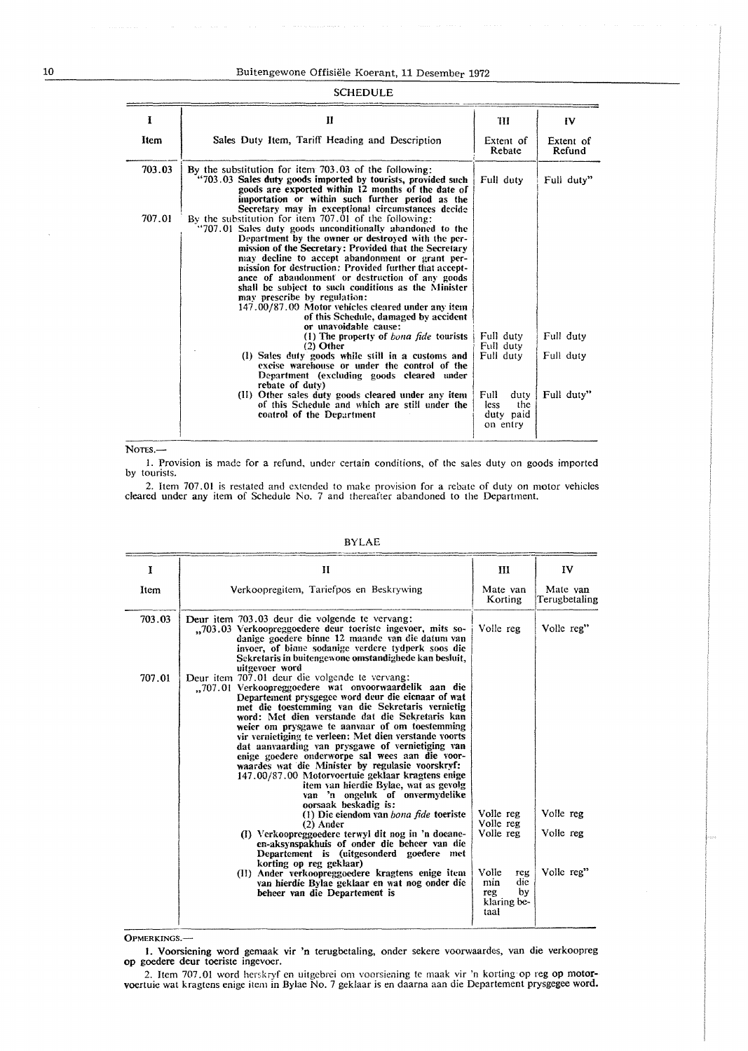SCHEDULE

| I | II | III | IV |
|---|---|---|---|
| Item | Sales Duty Item, Tariff Heading and Description | Extent of Rebate | Extent of Refund |
| 703.03 | By the substitution for item 703.03 of the following:<br>"**703.03 Sales duty goods imported by tourists, provided such goods are exported within 12 months of the date of importation or within such further period as the Secretary may in exceptional circumstances decide** | Full duty | Full duty" |
| 707.01 | By the substitution for item 707.01 of the following:<br>"**707.01 Sales duty goods unconditionally abandoned to the Department by the owner or destroyed with the permission of the Secretary: Provided that the Secretary may decline to accept abandonment or grant permission for destruction: Provided further that acceptance of abandonment or destruction of any goods shall be subject to such conditions as the Minister may prescribe by regulation:**<br>**147.00/87.00 Motor vehicles cleared under any item of this Schedule, damaged by accident or unavoidable cause:** | | |
| | **(1) The property of *bona fide* tourists** | Full duty | Full duty |
| | **(2) Other** | Full duty | |
| | **(I) Sales duty goods while still in a customs and excise warehouse or under the control of the Department (excluding goods cleared under rebate of duty)** | Full duty | Full duty |
| | **(II) Other sales duty goods cleared under any item of this Schedule and which are still under the control of the Department** | Full duty less the duty paid on entry | Full duty" |

NOTES.—

1. Provision is made for a refund, under certain conditions, of the sales duty on goods imported by tourists.

2. Item 707.01 is restated and extended to make provision for a rebate of duty on motor vehicles cleared under any item of Schedule No. 7 and thereafter abandoned to the Department.

BYLAE

| I | II | III | IV |
|---|---|---|---|
| Item | Verkoopregitem, Tariefpos en Beskrywing | Mate van Korting | Mate van Terugbetaling |
| 703.03 | Deur item 703.03 deur die volgende te vervang:<br>„**703.03 Verkoopreggoedere deur toeriste ingevoer, mits sodanige goedere binne 12 maande van die datum van invoer, of binne sodanige verdere tydperk soos die Sekretaris in buitengewone omstandighede kan besluit, uitgevoer word** | Volle reg | Volle reg" |
| 707.01 | Deur item 707.01 deur die volgende te vervang:<br>„**707.01 Verkoopreggoedere wat onvoorwaardelik aan die Departement prysgegee word deur die eienaar of wat met die toestemming van die Sekretaris vernietig word: Met dien verstande dat die Sekretaris kan weier om prysgawe te aanvaar of om toestemming vir vernietiging te verleen: Met dien verstande voorts dat aanvaarding van prysgawe of vernietiging van enige goedere onderworpe sal wees aan die voorwaardes wat die Minister by regulasie voorskryf:**<br>**147.00/87.00 Motorvoertuie geklaar kragtens enige item van hierdie Bylae, wat as gevolg van 'n ongeluk of onvermydelike oorsaak beskadig is:** | | |
| | **(1) Die eiendom van *bona fide* toeriste** | Volle reg | Volle reg |
| | **(2) Ander** | Volle reg | |
| | **(I) Verkoopreggoedere terwyl dit nog in 'n doeane-en-aksynspakhuis of onder die beheer van die Departement is (uitgesonderd goedere met korting op reg geklaar)** | Volle reg | Volle reg |
| | **(II) Ander verkoopreggoedere kragtens enige item van hierdie Bylae geklaar en wat nog onder die beheer van die Departement is** | Volle reg min die reg by klaring betaal | Volle reg" |

OPMERKINGS.—

1. Voorsiening word gemaak vir 'n terugbetaling, onder sekere voorwaardes, van die verkoopreg op goedere deur toeriste ingevoer.

2. Item 707.01 word herskryf en uitgebrei om voorsiening te maak vir 'n korting op reg op motorvoertuie wat kragtens enige item in Bylae No. 7 geklaar is en daarna aan die Departement prysgegee word.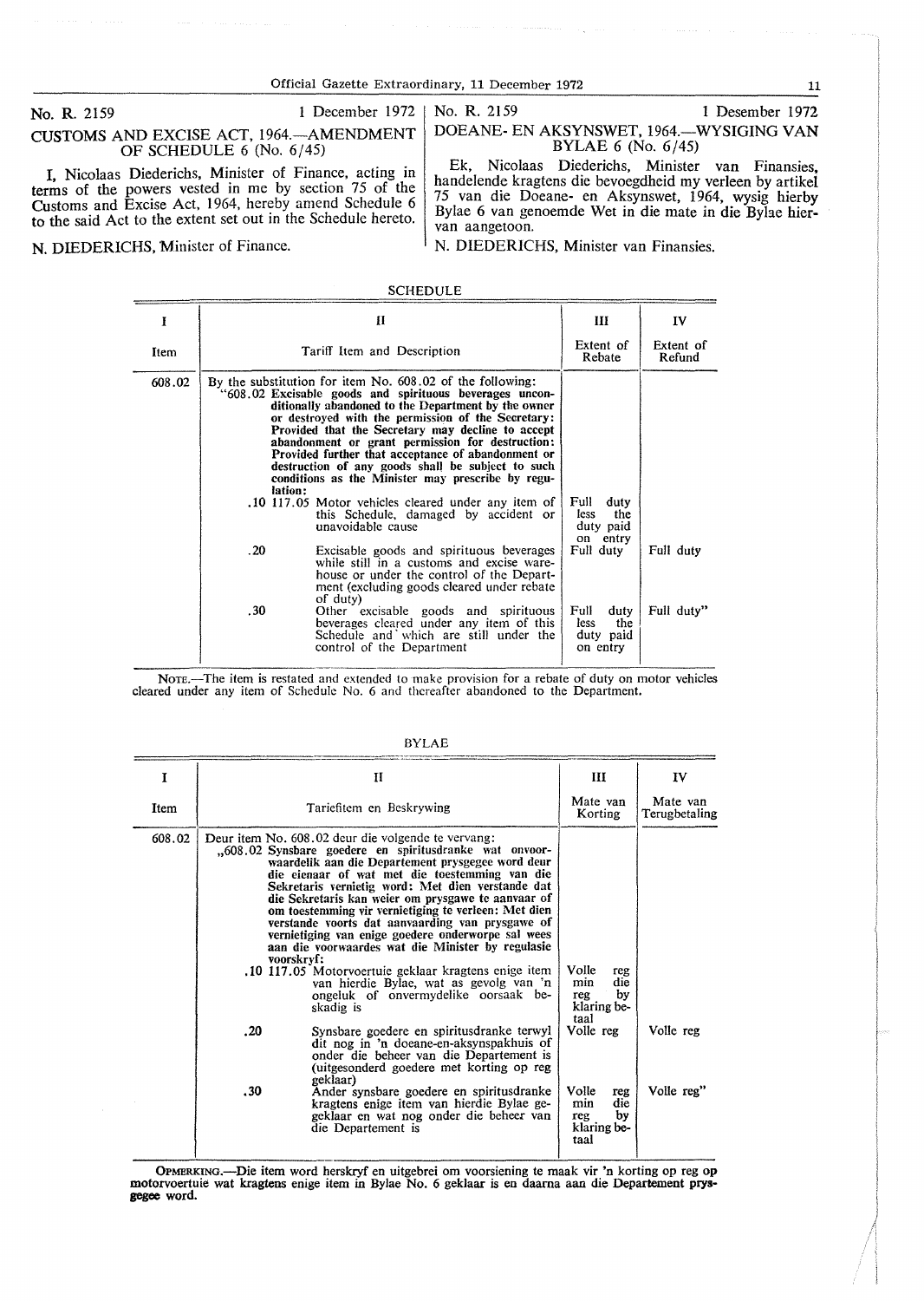No. R. 2159 — 1 December 1972

## CUSTOMS AND EXCISE ACT, 1964.—AMENDMENT OF SCHEDULE 6 (No. 6/45)

I, Nicolaas Diederichs, Minister of Finance, acting in terms of the powers vested in me by section 75 of the Customs and Excise Act, 1964, hereby amend Schedule 6 to the said Act to the extent set out in the Schedule hereto.

N. DIEDERICHS, Minister of Finance.

No. R. 2159 — 1 Desember 1972

## DOEANE- EN AKSYNSWET, 1964.—WYSIGING VAN BYLAE 6 (No. 6/45)

Ek, Nicolaas Diederichs, Minister van Finansies, handelende kragtens die bevoegdheid my verleen by artikel 75 van die Doeane- en Aksynswet, 1964, wysig hierby Bylae 6 van genoemde Wet in die mate in die Bylae hiervan aangetoon.

N. DIEDERICHS, Minister van Finansies.

### SCHEDULE

| I | II | III | IV |
|---|---|---|---|
| Item | Tariff Item and Description | Extent of Rebate | Extent of Refund |
| 608.02 | By the substitution for item No. 608.02 of the following:<br>"608.02 **Excisable goods and spirituous beverages unconditionally abandoned to the Department by the owner or destroyed with the permission of the Secretary: Provided that the Secretary may decline to accept abandonment or grant permission for destruction: Provided further that acceptance of abandonment or destruction of any goods shall be subject to such conditions as the Minister may prescribe by regulation:** | | |
| | .10 117.05 Motor vehicles cleared under any item of this Schedule, damaged by accident or unavoidable cause | Full duty less the duty paid on entry | |
| | .20 Excisable goods and spirituous beverages while still in a customs and excise warehouse or under the control of the Department (excluding goods cleared under rebate of duty) | Full duty | Full duty |
| | .30 Other excisable goods and spirituous beverages cleared under any item of this Schedule and which are still under the control of the Department | Full duty less the duty paid on entry | Full duty" |

NOTE.—The item is restated and extended to make provision for a rebate of duty on motor vehicles cleared under any item of Schedule No. 6 and thereafter abandoned to the Department.

### BYLAE

| I | II | III | IV |
|---|---|---|---|
| Item | Tariefitem en Beskrywing | Mate van Korting | Mate van Terugbetaling |
| 608.02 | Deur item No. 608.02 deur die volgende te vervang:<br>„608.02 **Synsbare goedere en spiritusdranke wat onvoorwaardelik aan die Departement prysgegee word deur die eienaar of wat met die toestemming van die Sekretaris vernietig word: Met dien verstande dat die Sekretaris kan weier om prysgawe te aanvaar of om toestemming vir vernietiging te verleen: Met dien verstande voorts dat aanvaarding van prysgawe of vernietiging van enige goedere onderworpe sal wees aan die voorwaardes wat die Minister by regulasie voorskryf:** | | |
| | .10 117.05 Motorvoertuie geklaar kragtens enige item van hierdie Bylae, wat as gevolg van 'n ongeluk of onvermydelike oorsaak beskadig is | Volle reg min die reg by klaring betaal | |
| | .20 Synsbare goedere en spiritusdranke terwyl dit nog in 'n doeane-en-aksynspakhuis of onder die beheer van die Departement is (uitgesonderd goedere met korting op reg geklaar) | Volle reg | Volle reg |
| | .30 Ander synsbare goedere en spiritusdranke kragtens enige item van hierdie Bylae geklaar en wat nog onder die beheer van die Departement is | Volle reg min die reg by klaring betaal | Volle reg" |

**OPMERKING.—Die item word herskryf en uitgebrei om voorsiening te maak vir 'n korting op reg op motorvoertuie wat kragtens enige item in Bylae No. 6 geklaar is en daarna aan die Departement prysgegee word.**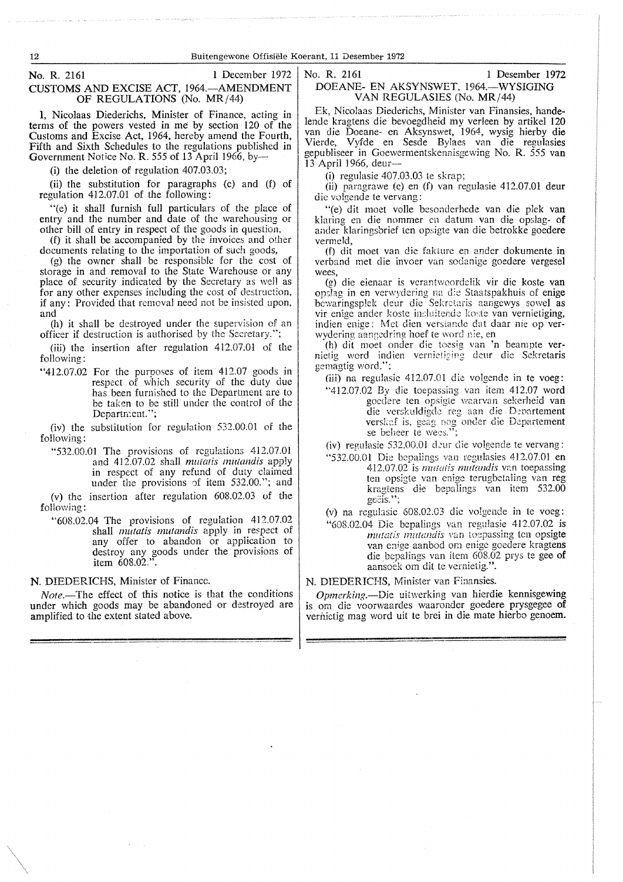No. R. 2161 1 December 1972

## CUSTOMS AND EXCISE ACT, 1964.—AMENDMENT OF REGULATIONS (No. MR/44)

I, Nicolaas Diederichs, Minister of Finance, acting in terms of the powers vested in me by section 120 of the Customs and Excise Act, 1964, hereby amend the Fourth, Fifth and Sixth Schedules to the regulations published in Government Notice No. R. 555 of 13 April 1966, by—

(i) the deletion of regulation 407.03.03;

(ii) the substitution for paragraphs (e) and (f) of regulation 412.07.01 of the following:

"(e) it shall furnish full particulars of the place of entry and the number and date of the warehousing or other bill of entry in respect of the goods in question,

(f) it shall be accompanied by the invoices and other documents relating to the importation of such goods,

(g) the owner shall be responsible for the cost of storage in and removal to the State Warehouse or any place of security indicated by the Secretary as well as for any other expenses including the cost of destruction, if any: Provided that removal need not be insisted upon, and

(h) it shall be destroyed under the supervision of an officer if destruction is authorised by the Secretary.";

(iii) the insertion after regulation 412.07.01 of the following:

"412.07.02 For the purposes of item 412.07 goods in respect of which security of the duty due has been furnished to the Department are to be taken to be still under the control of the Department.";

(iv) the substitution for regulation 532.00.01 of the following:

"532.00.01 The provisions of regulations 412.07.01 and 412.07.02 shall *mutatis mutandis* apply in respect of any refund of duty claimed under the provisions of item 532.00."; and

(v) the insertion after regulation 608.02.03 of the following:

"608.02.04 The provisions of regulation 412.07.02 shall *mutatis mutandis* apply in respect of any offer to abandon or application to destroy any goods under the provisions of item 608.02.".

N. DIEDERICHS, Minister of Finance.

*Note.*—The effect of this notice is that the conditions under which goods may be abandoned or destroyed are amplified to the extent stated above.

No. R. 2161 1 Desember 1972

## DOEANE- EN AKSYNSWET, 1964.—WYSIGING VAN REGULASIES (No. MR/44)

Ek, Nicolaas Diederichs, Minister van Finansies, handelende kragtens die bevoegdheid my verleen by artikel 120 van die Doeane- en Aksynswet, 1964, wysig hierby die Vierde, Vyfde en Sesde Bylaes van die regulasies gepubliseer in Goewermentskennisgewing No. R. 555 van 13 April 1966, deur—

(i) regulasie 407.03.03 te skrap;

(ii) paragrawe (e) en (f) van regulasie 412.07.01 deur die volgende te vervang:

"(e) dit moet volle besonderhede van die plek van klaring en die nommer en datum van die opslag- of ander klaringsbrief ten opsigte van die betrokke goedere vermeld,

(f) dit moet van die fakture en ander dokumente in verband met die invoer van sodanige goedere vergesel wees,

(g) die eienaar is verantwoordelik vir die koste van opslag in en verwydering na die Staatspakhuis of enige bewaringsplek deur die Sekretaris aangewys sowel as vir enige ander koste insluitende koste van vernietiging, indien enige: Met dien verstande dat daar nie op verwydering aangedring hoef te word nie, en

(h) dit moet onder die toesig van 'n beampte vernietig word indien vernietiging deur die Sekretaris gemagtig word.";

(iii) na regulasie 412.07.01 die volgende in te voeg:

"412.07.02 By die toepassing van item 412.07 word goedere ten opsigte waarvan sekerheid van die verskuldigde reg aan die Departement verskaf is, geag nog onder die Departement se beheer te wees.";

(iv) regulasie 532.00.01 deur die volgende te vervang:

"532.00.01 Die bepalings van regulasies 412.07.01 en 412.07.02 is *mutatis mutandis* van toepassing ten opsigte van enige terugbetaling van reg kragtens die bepalings van item 532.00 geëis.";

(v) na regulasie 608.02.03 die volgende in te voeg:

"608.02.04 Die bepalings van regulasie 412.07.02 is *mutatis mutandis* van toepassing ten opsigte van enige aanbod om enige goedere kragtens die bepalings van item 608.02 prys te gee of aansoek om dit te vernietig.".

N. DIEDERICHS, Minister van Finansies.

*Opmerking.*—Die uitwerking van hierdie kennisgewing is om die voorwaardes waaronder goedere prysgegee of vernietig mag word uit te brei in die mate hierbo genoem.